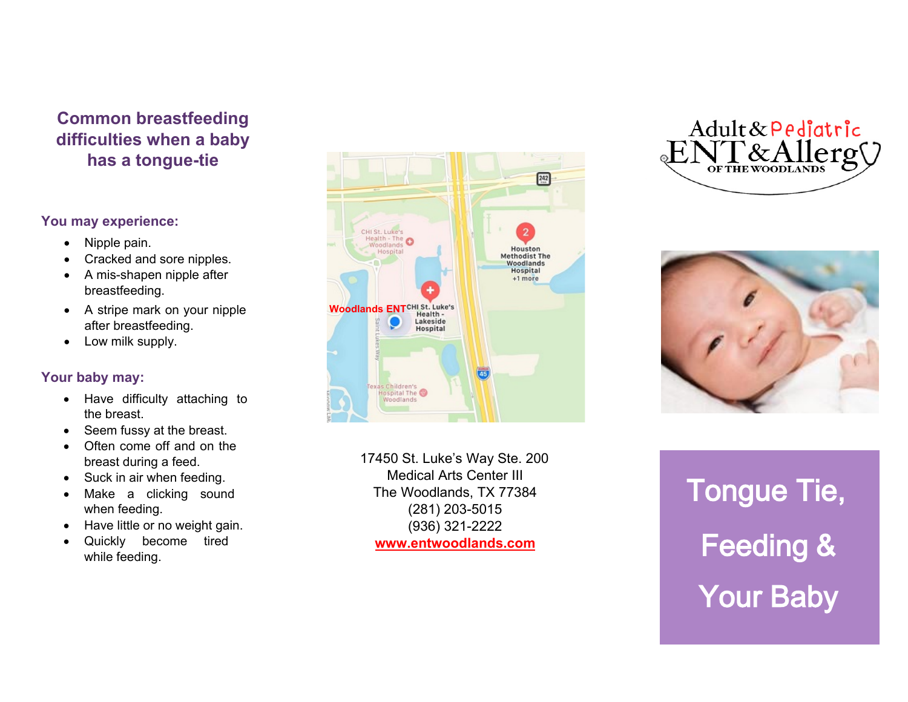## Common breastfeeding difficulties when a baby has a tongue-tie

### You may experience:

- Nipple pain.
- Cracked and sore nipples.
- A mis-shapen nipple after breastfeeding.
- A stripe mark on your nipple after breastfeeding.
- Low milk supply.

### Your baby may:

- Have difficulty attaching to the breast.
- Seem fussy at the breast.
- Often come off and on the breast during a feed.
- Suck in air when feeding.
- Make a clicking sound when feeding.
- Have little or no weight gain.
- Quickly become tired while feeding.

17450 St. Luke's Way Ste. 200
Medical Arts Center III
The Woodlands, TX 77384
(281) 203-5015
(936) 321-2222
www.entwoodlands.com

Adult & Pediatric ENT & Allergy OF THE WOODLANDS

# Tongue Tie, Feeding & Your Baby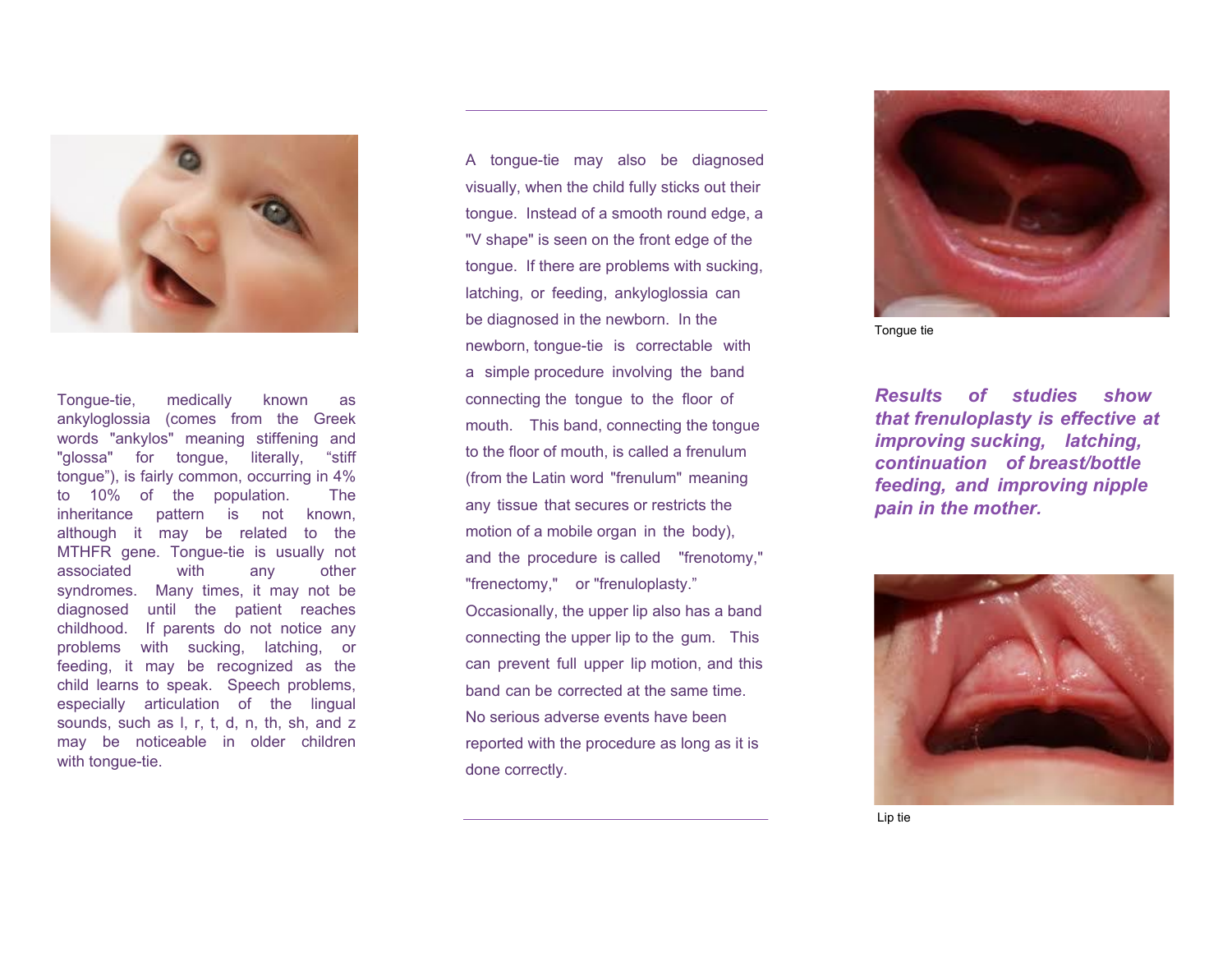Tongue-tie, medically known as ankyloglossia (comes from the Greek words "ankylos" meaning stiffening and "glossa" for tongue, literally, “stiff tongue”), is fairly common, occurring in 4% to 10% of the population. The inheritance pattern is not known, although it may be related to the MTHFR gene. Tongue-tie is usually not associated with any other syndromes. Many times, it may not be diagnosed until the patient reaches childhood. If parents do not notice any problems with sucking, latching, or feeding, it may be recognized as the child learns to speak. Speech problems, especially articulation of the lingual sounds, such as l, r, t, d, n, th, sh, and z may be noticeable in older children with tongue-tie.

A tongue-tie may also be diagnosed visually, when the child fully sticks out their tongue. Instead of a smooth round edge, a "V shape" is seen on the front edge of the tongue. If there are problems with sucking, latching, or feeding, ankyloglossia can be diagnosed in the newborn. In the newborn, tongue-tie is correctable with a simple procedure involving the band connecting the tongue to the floor of mouth. This band, connecting the tongue to the floor of mouth, is called a frenulum (from the Latin word "frenulum" meaning any tissue that secures or restricts the motion of a mobile organ in the body), and the procedure is called "frenotomy," "frenectomy," or "frenuloplasty.” Occasionally, the upper lip also has a band connecting the upper lip to the gum. This can prevent full upper lip motion, and this band can be corrected at the same time. No serious adverse events have been reported with the procedure as long as it is done correctly.

Tongue tie

***Results of studies show that frenuloplasty is effective at improving sucking, latching, continuation of breast/bottle feeding, and improving nipple pain in the mother.***

Lip tie